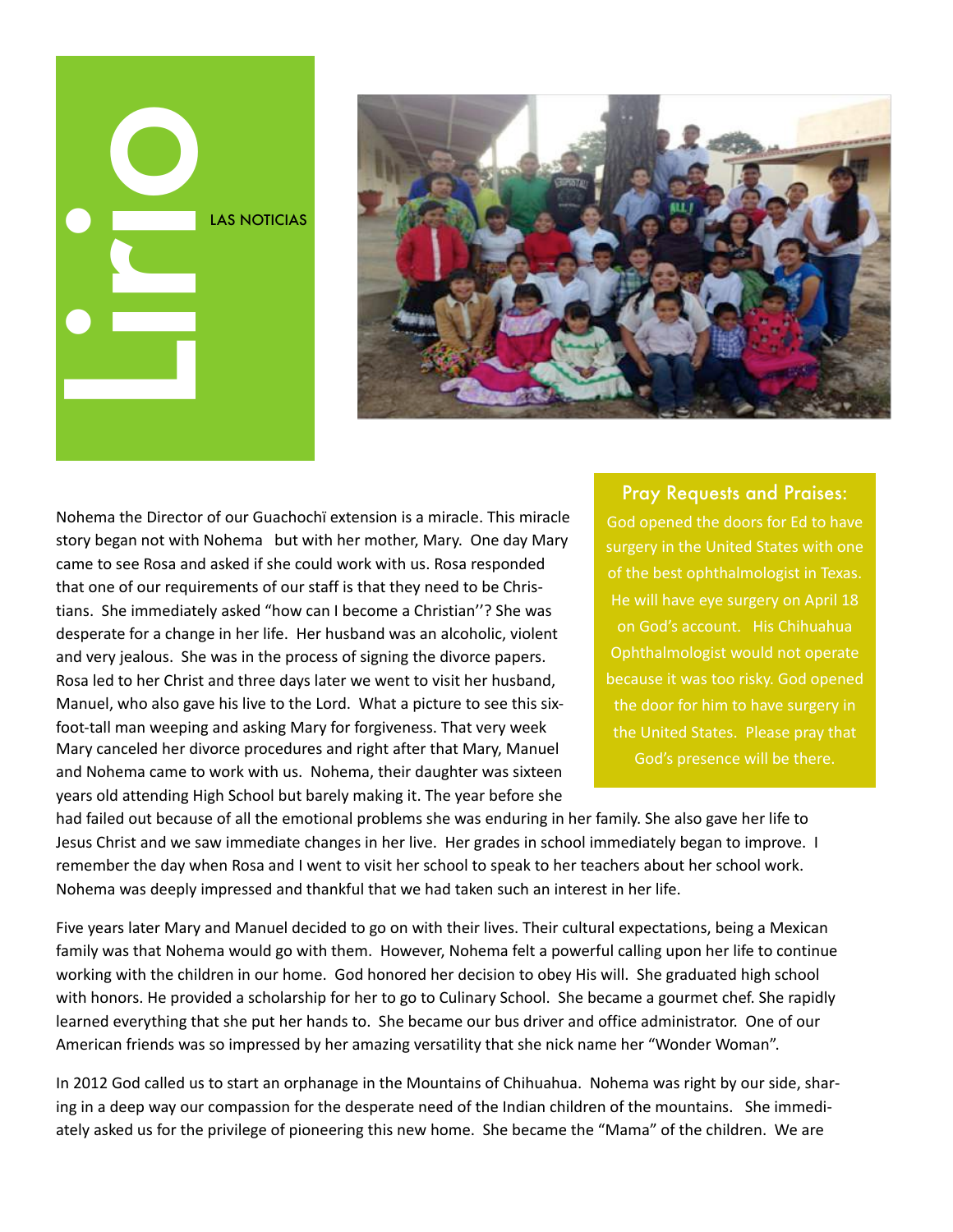# Lirio

LAS NOTICIAS

Nohema the Director of our Guachochï extension is a miracle. This miracle story began not with Nohema but with her mother, Mary. One day Mary came to see Rosa and asked if she could work with us. Rosa responded that one of our requirements of our staff is that they need to be Christians. She immediately asked "how can I become a Christian''? She was desperate for a change in her life. Her husband was an alcoholic, violent and very jealous. She was in the process of signing the divorce papers. Rosa led to her Christ and three days later we went to visit her husband, Manuel, who also gave his live to the Lord. What a picture to see this six-foot-tall man weeping and asking Mary for forgiveness. That very week Mary canceled her divorce procedures and right after that Mary, Manuel and Nohema came to work with us. Nohema, their daughter was sixteen years old attending High School but barely making it. The year before she had failed out because of all the emotional problems she was enduring in her family. She also gave her life to Jesus Christ and we saw immediate changes in her live. Her grades in school immediately began to improve. I remember the day when Rosa and I went to visit her school to speak to her teachers about her school work. Nohema was deeply impressed and thankful that we had taken such an interest in her life.

Five years later Mary and Manuel decided to go on with their lives. Their cultural expectations, being a Mexican family was that Nohema would go with them. However, Nohema felt a powerful calling upon her life to continue working with the children in our home. God honored her decision to obey His will. She graduated high school with honors. He provided a scholarship for her to go to Culinary School. She became a gourmet chef. She rapidly learned everything that she put her hands to. She became our bus driver and office administrator. One of our American friends was so impressed by her amazing versatility that she nick name her "Wonder Woman".

In 2012 God called us to start an orphanage in the Mountains of Chihuahua. Nohema was right by our side, sharing in a deep way our compassion for the desperate need of the Indian children of the mountains. She immediately asked us for the privilege of pioneering this new home. She became the "Mama" of the children. We are

## Pray Requests and Praises:

God opened the doors for Ed to have surgery in the United States with one of the best ophthalmologist in Texas. He will have eye surgery on April 18 on God's account. His Chihuahua Ophthalmologist would not operate because it was too risky. God opened the door for him to have surgery in the United States. Please pray that God's presence will be there.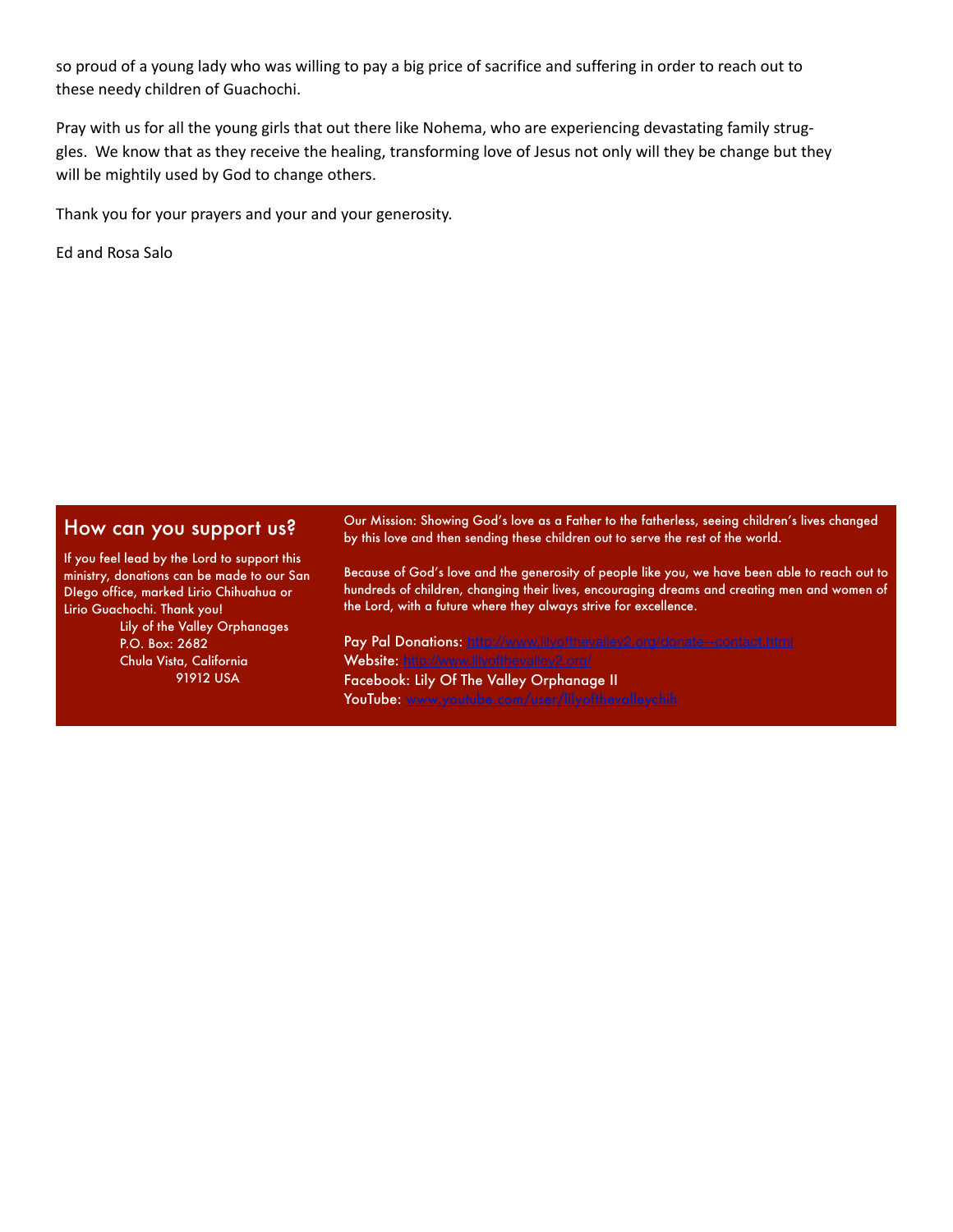so proud of a young lady who was willing to pay a big price of sacrifice and suffering in order to reach out to these needy children of Guachochi.

Pray with us for all the young girls that out there like Nohema, who are experiencing devastating family struggles. We know that as they receive the healing, transforming love of Jesus not only will they be change but they will be mightily used by God to change others.

Thank you for your prayers and your and your generosity.

Ed and Rosa Salo

## How can you support us?

If you feel lead by the Lord to support this ministry, donations can be made to our San DIego office, marked Lirio Chihuahua or Lirio Guachochi. Thank you!

Lily of the Valley Orphanages
P.O. Box: 2682
Chula Vista, California
91912 USA

Our Mission: Showing God's love as a Father to the fatherless, seeing children's lives changed by this love and then sending these children out to serve the rest of the world.

Because of God's love and the generosity of people like you, we have been able to reach out to hundreds of children, changing their lives, encouraging dreams and creating men and women of the Lord, with a future where they always strive for excellence.

Pay Pal Donations: http://www.lilyofthevalley2.org/donate---contact.html
Website: http://www.lilyofthevalley2.org/
Facebook: Lily Of The Valley Orphanage II
YouTube: www.youtube.com/user/lilyofthevalleychih